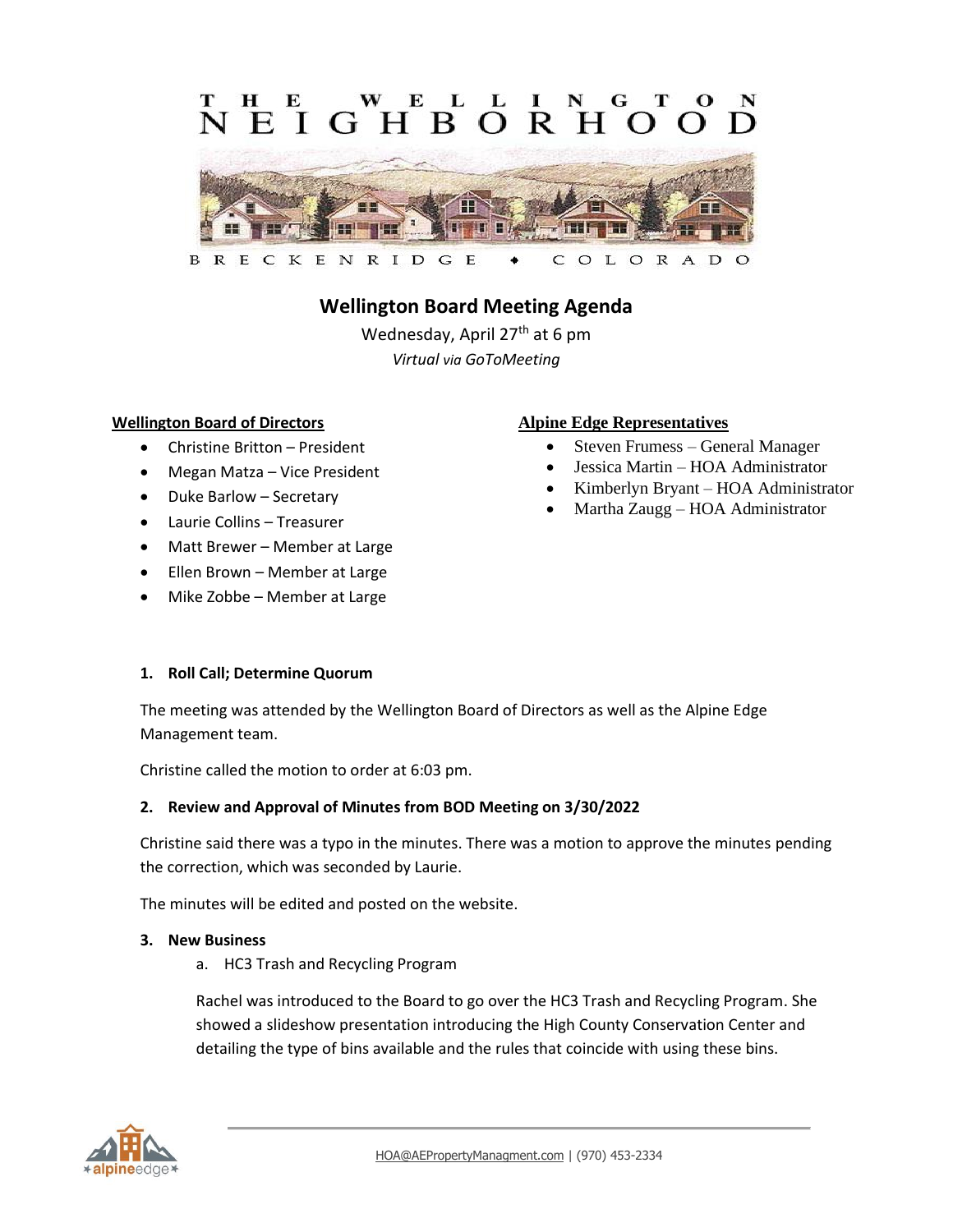THE WELLINGTON NEIGHBORHOOD

BRECKENRIDGE • COLORADO

# Wellington Board Meeting Agenda

Wednesday, April 27th at 6 pm

*Virtual via GoToMeeting*

**Wellington Board of Directors**

- Christine Britton – President
- Megan Matza – Vice President
- Duke Barlow – Secretary
- Laurie Collins – Treasurer
- Matt Brewer – Member at Large
- Ellen Brown – Member at Large
- Mike Zobbe – Member at Large

**Alpine Edge Representatives**

- Steven Frumess – General Manager
- Jessica Martin – HOA Administrator
- Kimberlyn Bryant – HOA Administrator
- Martha Zaugg – HOA Administrator

### 1. Roll Call; Determine Quorum

The meeting was attended by the Wellington Board of Directors as well as the Alpine Edge Management team.

Christine called the motion to order at 6:03 pm.

### 2. Review and Approval of Minutes from BOD Meeting on 3/30/2022

Christine said there was a typo in the minutes. There was a motion to approve the minutes pending the correction, which was seconded by Laurie.

The minutes will be edited and posted on the website.

### 3. New Business

a. HC3 Trash and Recycling Program

Rachel was introduced to the Board to go over the HC3 Trash and Recycling Program. She showed a slideshow presentation introducing the High County Conservation Center and detailing the type of bins available and the rules that coincide with using these bins.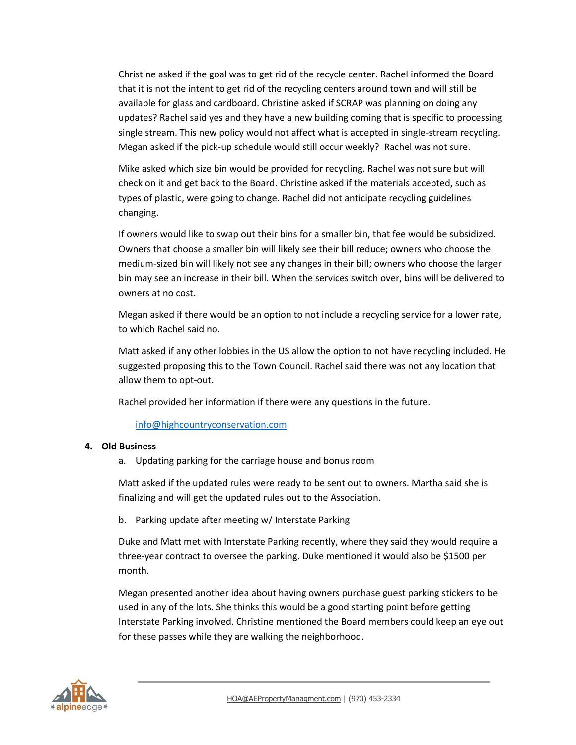Christine asked if the goal was to get rid of the recycle center. Rachel informed the Board that it is not the intent to get rid of the recycling centers around town and will still be available for glass and cardboard. Christine asked if SCRAP was planning on doing any updates? Rachel said yes and they have a new building coming that is specific to processing single stream. This new policy would not affect what is accepted in single-stream recycling. Megan asked if the pick-up schedule would still occur weekly? Rachel was not sure.

Mike asked which size bin would be provided for recycling. Rachel was not sure but will check on it and get back to the Board. Christine asked if the materials accepted, such as types of plastic, were going to change. Rachel did not anticipate recycling guidelines changing.

If owners would like to swap out their bins for a smaller bin, that fee would be subsidized. Owners that choose a smaller bin will likely see their bill reduce; owners who choose the medium-sized bin will likely not see any changes in their bill; owners who choose the larger bin may see an increase in their bill. When the services switch over, bins will be delivered to owners at no cost.

Megan asked if there would be an option to not include a recycling service for a lower rate, to which Rachel said no.

Matt asked if any other lobbies in the US allow the option to not have recycling included. He suggested proposing this to the Town Council. Rachel said there was not any location that allow them to opt-out.

Rachel provided her information if there were any questions in the future.

[info@highcountryconservation.com](mailto:info@highcountryconservation.com)

**4. Old Business**

a. Updating parking for the carriage house and bonus room

Matt asked if the updated rules were ready to be sent out to owners. Martha said she is finalizing and will get the updated rules out to the Association.

b. Parking update after meeting w/ Interstate Parking

Duke and Matt met with Interstate Parking recently, where they said they would require a three-year contract to oversee the parking. Duke mentioned it would also be $1500 per month.

Megan presented another idea about having owners purchase guest parking stickers to be used in any of the lots. She thinks this would be a good starting point before getting Interstate Parking involved. Christine mentioned the Board members could keep an eye out for these passes while they are walking the neighborhood.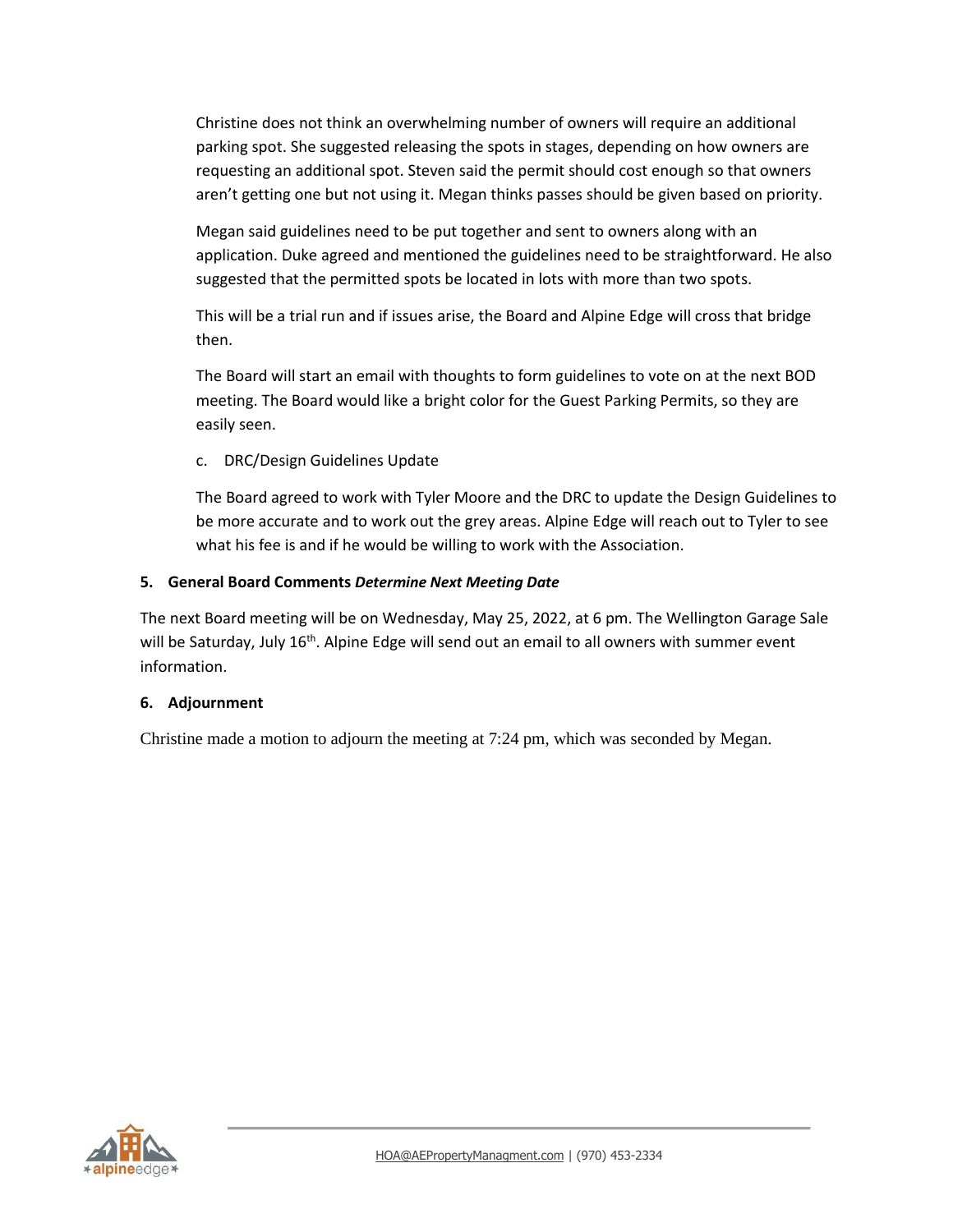Christine does not think an overwhelming number of owners will require an additional parking spot. She suggested releasing the spots in stages, depending on how owners are requesting an additional spot. Steven said the permit should cost enough so that owners aren't getting one but not using it. Megan thinks passes should be given based on priority.

Megan said guidelines need to be put together and sent to owners along with an application. Duke agreed and mentioned the guidelines need to be straightforward. He also suggested that the permitted spots be located in lots with more than two spots.

This will be a trial run and if issues arise, the Board and Alpine Edge will cross that bridge then.

The Board will start an email with thoughts to form guidelines to vote on at the next BOD meeting. The Board would like a bright color for the Guest Parking Permits, so they are easily seen.

c. DRC/Design Guidelines Update

The Board agreed to work with Tyler Moore and the DRC to update the Design Guidelines to be more accurate and to work out the grey areas. Alpine Edge will reach out to Tyler to see what his fee is and if he would be willing to work with the Association.

**5. General Board Comments *Determine Next Meeting Date***

The next Board meeting will be on Wednesday, May 25, 2022, at 6 pm. The Wellington Garage Sale will be Saturday, July 16th. Alpine Edge will send out an email to all owners with summer event information.

**6. Adjournment**

Christine made a motion to adjourn the meeting at 7:24 pm, which was seconded by Megan.